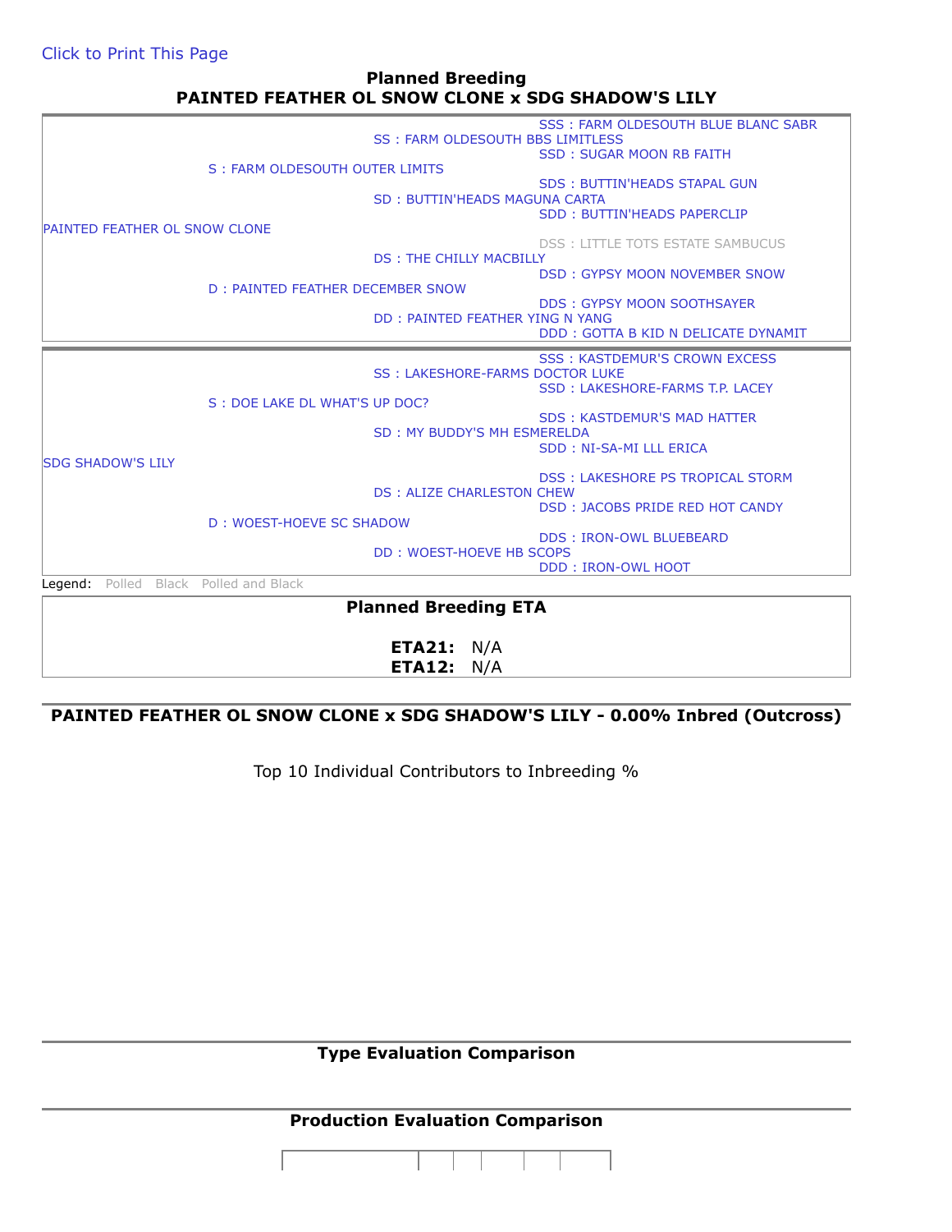Click to Print This Page

## Planned Breeding
## PAINTED FEATHER OL SNOW CLONE x SDG SHADOW'S LILY

| | | | |
|---|---|---|---|
| | | | SSS : FARM OLDESOUTH BLUE BLANC SABR |
| | | SS : FARM OLDESOUTH BBS LIMITLESS | |
| | | | SSD : SUGAR MOON RB FAITH |
| | S : FARM OLDESOUTH OUTER LIMITS | | |
| | | | SDS : BUTTIN'HEADS STAPAL GUN |
| | | SD : BUTTIN'HEADS MAGUNA CARTA | |
| | | | SDD : BUTTIN'HEADS PAPERCLIP |
| PAINTED FEATHER OL SNOW CLONE | | | |
| | | | DSS : LITTLE TOTS ESTATE SAMBUCUS |
| | | DS : THE CHILLY MACBILLY | |
| | | | DSD : GYPSY MOON NOVEMBER SNOW |
| | D : PAINTED FEATHER DECEMBER SNOW | | |
| | | | DDS : GYPSY MOON SOOTHSAYER |
| | | DD : PAINTED FEATHER YING N YANG | |
| | | | DDD : GOTTA B KID N DELICATE DYNAMIT |

| | | | |
|---|---|---|---|
| | | | SSS : KASTDEMUR'S CROWN EXCESS |
| | | SS : LAKESHORE-FARMS DOCTOR LUKE | |
| | | | SSD : LAKESHORE-FARMS T.P. LACEY |
| | S : DOE LAKE DL WHAT'S UP DOC? | | |
| | | | SDS : KASTDEMUR'S MAD HATTER |
| | | SD : MY BUDDY'S MH ESMERELDA | |
| | | | SDD : NI-SA-MI LLL ERICA |
| SDG SHADOW'S LILY | | | |
| | | | DSS : LAKESHORE PS TROPICAL STORM |
| | | DS : ALIZE CHARLESTON CHEW | |
| | | | DSD : JACOBS PRIDE RED HOT CANDY |
| | D : WOEST-HOEVE SC SHADOW | | |
| | | | DDS : IRON-OWL BLUEBEARD |
| | | DD : WOEST-HOEVE HB SCOPS | |
| | | | DDD : IRON-OWL HOOT |

Legend: Polled Black Polled and Black

### Planned Breeding ETA

**ETA21:** N/A
**ETA12:** N/A

### PAINTED FEATHER OL SNOW CLONE x SDG SHADOW'S LILY - 0.00% Inbred (Outcross)

Top 10 Individual Contributors to Inbreeding %

### Type Evaluation Comparison

### Production Evaluation Comparison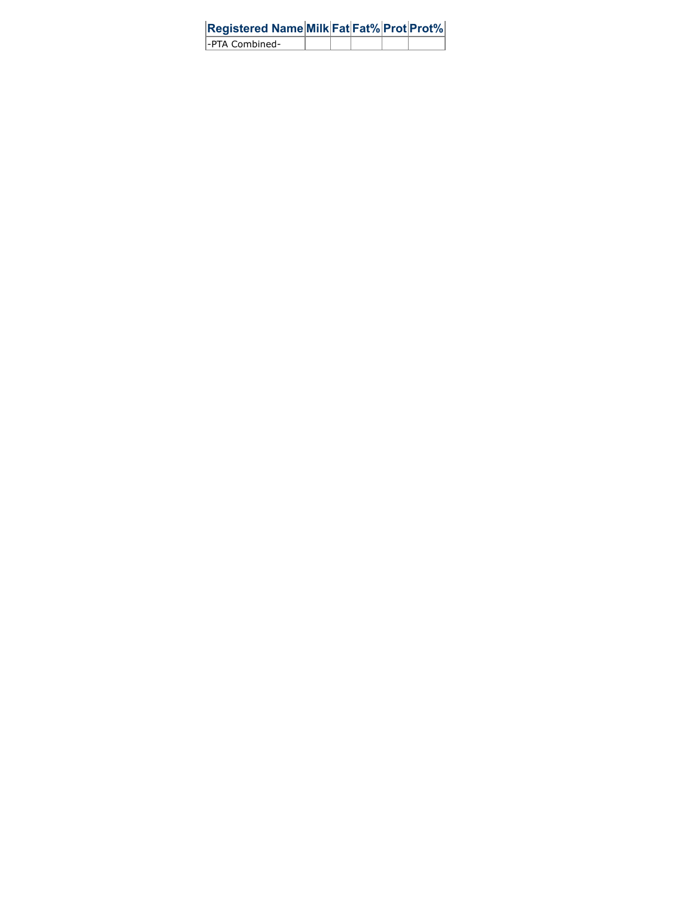| Registered Name | Milk | Fat | Fat% | Prot | Prot% |
| --- | --- | --- | --- | --- | --- |
| -PTA Combined- | | | | | |